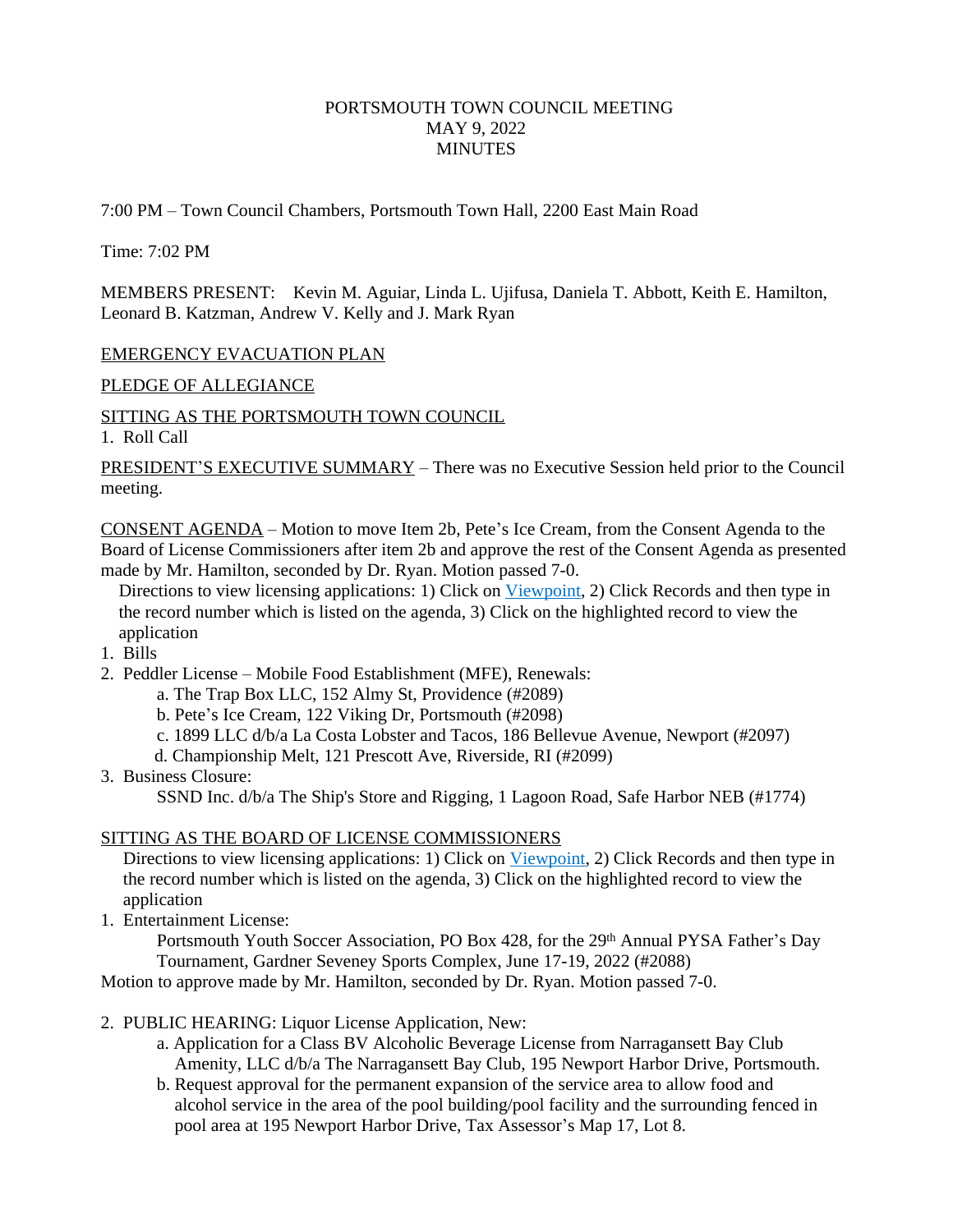# PORTSMOUTH TOWN COUNCIL MEETING
## MAY 9, 2022
## MINUTES

7:00 PM – Town Council Chambers, Portsmouth Town Hall, 2200 East Main Road

Time: 7:02 PM

MEMBERS PRESENT: Kevin M. Aguiar, Linda L. Ujifusa, Daniela T. Abbott, Keith E. Hamilton, Leonard B. Katzman, Andrew V. Kelly and J. Mark Ryan

EMERGENCY EVACUATION PLAN

PLEDGE OF ALLEGIANCE

SITTING AS THE PORTSMOUTH TOWN COUNCIL

1. Roll Call

PRESIDENT'S EXECUTIVE SUMMARY – There was no Executive Session held prior to the Council meeting.

CONSENT AGENDA – Motion to move Item 2b, Pete's Ice Cream, from the Consent Agenda to the Board of License Commissioners after item 2b and approve the rest of the Consent Agenda as presented made by Mr. Hamilton, seconded by Dr. Ryan. Motion passed 7-0.

Directions to view licensing applications: 1) Click on Viewpoint, 2) Click Records and then type in the record number which is listed on the agenda, 3) Click on the highlighted record to view the application

1. Bills
2. Peddler License – Mobile Food Establishment (MFE), Renewals:
   a. The Trap Box LLC, 152 Almy St, Providence (#2089)
   b. Pete's Ice Cream, 122 Viking Dr, Portsmouth (#2098)
   c. 1899 LLC d/b/a La Costa Lobster and Tacos, 186 Bellevue Avenue, Newport (#2097)
   d. Championship Melt, 121 Prescott Ave, Riverside, RI (#2099)
3. Business Closure:
   SSND Inc. d/b/a The Ship's Store and Rigging, 1 Lagoon Road, Safe Harbor NEB (#1774)

SITTING AS THE BOARD OF LICENSE COMMISSIONERS

Directions to view licensing applications: 1) Click on Viewpoint, 2) Click Records and then type in the record number which is listed on the agenda, 3) Click on the highlighted record to view the application

1. Entertainment License:
   Portsmouth Youth Soccer Association, PO Box 428, for the 29th Annual PYSA Father's Day Tournament, Gardner Seveney Sports Complex, June 17-19, 2022 (#2088)

Motion to approve made by Mr. Hamilton, seconded by Dr. Ryan. Motion passed 7-0.

2. PUBLIC HEARING: Liquor License Application, New:
   a. Application for a Class BV Alcoholic Beverage License from Narragansett Bay Club Amenity, LLC d/b/a The Narragansett Bay Club, 195 Newport Harbor Drive, Portsmouth.
   b. Request approval for the permanent expansion of the service area to allow food and alcohol service in the area of the pool building/pool facility and the surrounding fenced in pool area at 195 Newport Harbor Drive, Tax Assessor's Map 17, Lot 8.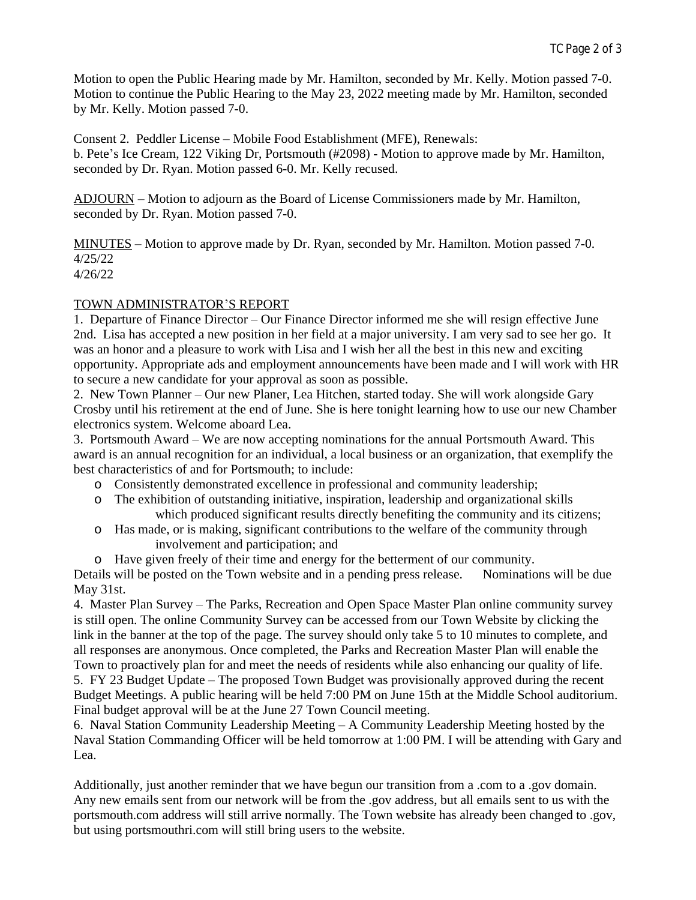Motion to open the Public Hearing made by Mr. Hamilton, seconded by Mr. Kelly. Motion passed 7-0. Motion to continue the Public Hearing to the May 23, 2022 meeting made by Mr. Hamilton, seconded by Mr. Kelly. Motion passed 7-0.

Consent 2. Peddler License – Mobile Food Establishment (MFE), Renewals:
b. Pete's Ice Cream, 122 Viking Dr, Portsmouth (#2098) - Motion to approve made by Mr. Hamilton, seconded by Dr. Ryan. Motion passed 6-0. Mr. Kelly recused.

<u>ADJOURN</u> – Motion to adjourn as the Board of License Commissioners made by Mr. Hamilton, seconded by Dr. Ryan. Motion passed 7-0.

<u>MINUTES</u> – Motion to approve made by Dr. Ryan, seconded by Mr. Hamilton. Motion passed 7-0.
4/25/22
4/26/22

<u>TOWN ADMINISTRATOR'S REPORT</u>

1. Departure of Finance Director – Our Finance Director informed me she will resign effective June 2nd. Lisa has accepted a new position in her field at a major university. I am very sad to see her go. It was an honor and a pleasure to work with Lisa and I wish her all the best in this new and exciting opportunity. Appropriate ads and employment announcements have been made and I will work with HR to secure a new candidate for your approval as soon as possible.
2. New Town Planner – Our new Planer, Lea Hitchen, started today. She will work alongside Gary Crosby until his retirement at the end of June. She is here tonight learning how to use our new Chamber electronics system. Welcome aboard Lea.
3. Portsmouth Award – We are now accepting nominations for the annual Portsmouth Award. This award is an annual recognition for an individual, a local business or an organization, that exemplify the best characteristics of and for Portsmouth; to include:
   - Consistently demonstrated excellence in professional and community leadership;
   - The exhibition of outstanding initiative, inspiration, leadership and organizational skills which produced significant results directly benefiting the community and its citizens;
   - Has made, or is making, significant contributions to the welfare of the community through involvement and participation; and
   - Have given freely of their time and energy for the betterment of our community.

   Details will be posted on the Town website and in a pending press release. Nominations will be due May 31st.
4. Master Plan Survey – The Parks, Recreation and Open Space Master Plan online community survey is still open. The online Community Survey can be accessed from our Town Website by clicking the link in the banner at the top of the page. The survey should only take 5 to 10 minutes to complete, and all responses are anonymous. Once completed, the Parks and Recreation Master Plan will enable the Town to proactively plan for and meet the needs of residents while also enhancing our quality of life.
5. FY 23 Budget Update – The proposed Town Budget was provisionally approved during the recent Budget Meetings. A public hearing will be held 7:00 PM on June 15th at the Middle School auditorium. Final budget approval will be at the June 27 Town Council meeting.
6. Naval Station Community Leadership Meeting – A Community Leadership Meeting hosted by the Naval Station Commanding Officer will be held tomorrow at 1:00 PM. I will be attending with Gary and Lea.

Additionally, just another reminder that we have begun our transition from a .com to a .gov domain. Any new emails sent from our network will be from the .gov address, but all emails sent to us with the portsmouth.com address will still arrive normally. The Town website has already been changed to .gov, but using portsmouthri.com will still bring users to the website.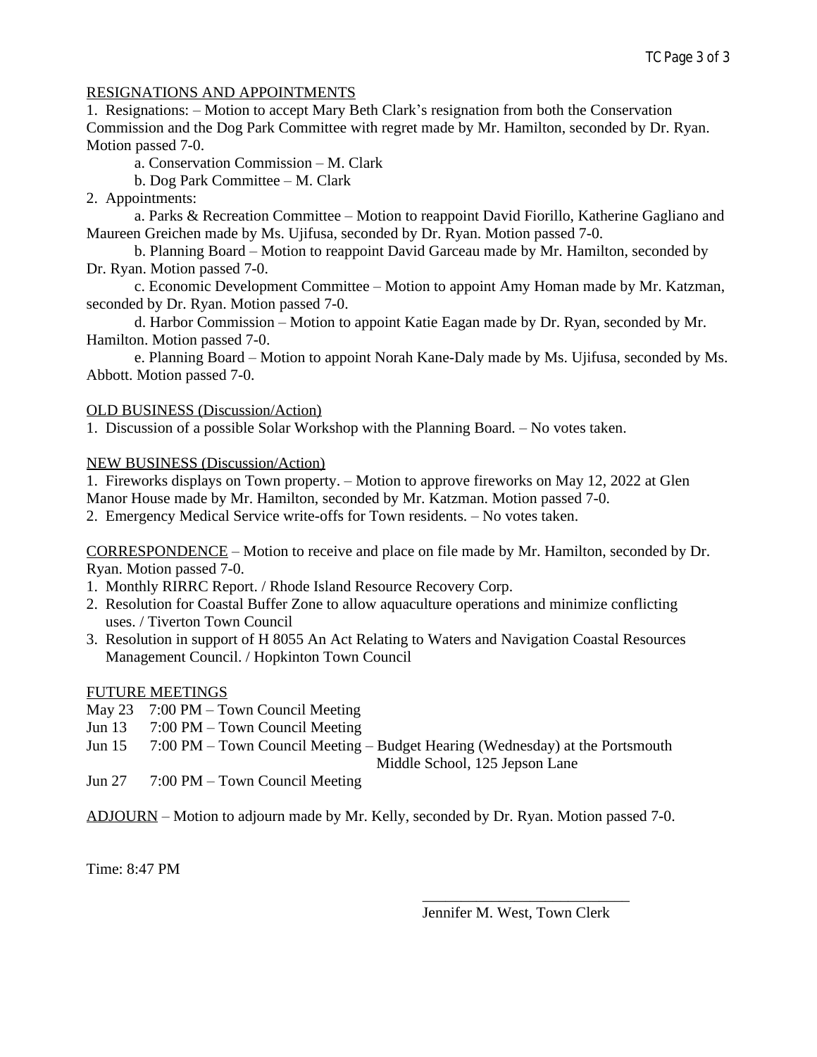RESIGNATIONS AND APPOINTMENTS

1. Resignations: – Motion to accept Mary Beth Clark's resignation from both the Conservation Commission and the Dog Park Committee with regret made by Mr. Hamilton, seconded by Dr. Ryan. Motion passed 7-0.
    a. Conservation Commission – M. Clark
    b. Dog Park Committee – M. Clark
2. Appointments:
    a. Parks & Recreation Committee – Motion to reappoint David Fiorillo, Katherine Gagliano and Maureen Greichen made by Ms. Ujifusa, seconded by Dr. Ryan. Motion passed 7-0.
    b. Planning Board – Motion to reappoint David Garceau made by Mr. Hamilton, seconded by Dr. Ryan. Motion passed 7-0.
    c. Economic Development Committee – Motion to appoint Amy Homan made by Mr. Katzman, seconded by Dr. Ryan. Motion passed 7-0.
    d. Harbor Commission – Motion to appoint Katie Eagan made by Dr. Ryan, seconded by Mr. Hamilton. Motion passed 7-0.
    e. Planning Board – Motion to appoint Norah Kane-Daly made by Ms. Ujifusa, seconded by Ms. Abbott. Motion passed 7-0.

OLD BUSINESS (Discussion/Action)

1. Discussion of a possible Solar Workshop with the Planning Board. – No votes taken.

NEW BUSINESS (Discussion/Action)

1. Fireworks displays on Town property. – Motion to approve fireworks on May 12, 2022 at Glen Manor House made by Mr. Hamilton, seconded by Mr. Katzman. Motion passed 7-0.
2. Emergency Medical Service write-offs for Town residents. – No votes taken.

CORRESPONDENCE – Motion to receive and place on file made by Mr. Hamilton, seconded by Dr. Ryan. Motion passed 7-0.

1. Monthly RIRRC Report. / Rhode Island Resource Recovery Corp.
2. Resolution for Coastal Buffer Zone to allow aquaculture operations and minimize conflicting uses. / Tiverton Town Council
3. Resolution in support of H 8055 An Act Relating to Waters and Navigation Coastal Resources Management Council. / Hopkinton Town Council

FUTURE MEETINGS

May 23 7:00 PM – Town Council Meeting
Jun 13 7:00 PM – Town Council Meeting
Jun 15 7:00 PM – Town Council Meeting – Budget Hearing (Wednesday) at the Portsmouth Middle School, 125 Jepson Lane
Jun 27 7:00 PM – Town Council Meeting

ADJOURN – Motion to adjourn made by Mr. Kelly, seconded by Dr. Ryan. Motion passed 7-0.

Time: 8:47 PM

\_\_\_\_\_\_\_\_\_\_\_\_\_\_\_\_\_\_\_\_\_\_\_\_\_\_\_
Jennifer M. West, Town Clerk